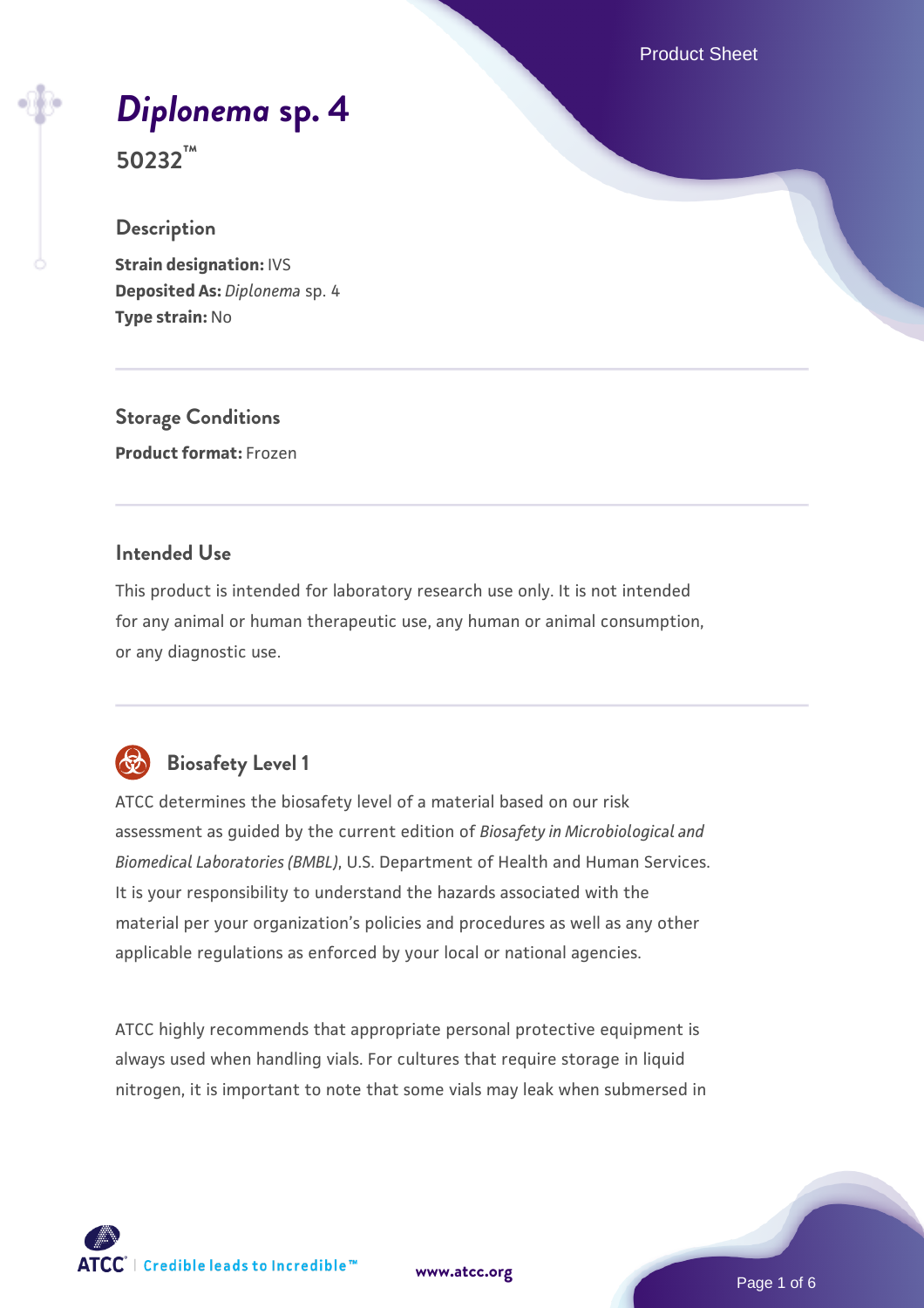# *Diplonema* sp. 4

**50232™**

## Description

**Strain designation:** IVS
**Deposited As:** *Diplonema* sp. 4
**Type strain:** No

## Storage Conditions

**Product format:** Frozen

## Intended Use

This product is intended for laboratory research use only. It is not intended for any animal or human therapeutic use, any human or animal consumption, or any diagnostic use.

## Biosafety Level 1

ATCC determines the biosafety level of a material based on our risk assessment as guided by the current edition of *Biosafety in Microbiological and Biomedical Laboratories (BMBL)*, U.S. Department of Health and Human Services. It is your responsibility to understand the hazards associated with the material per your organization's policies and procedures as well as any other applicable regulations as enforced by your local or national agencies.

ATCC highly recommends that appropriate personal protective equipment is always used when handling vials. For cultures that require storage in liquid nitrogen, it is important to note that some vials may leak when submersed in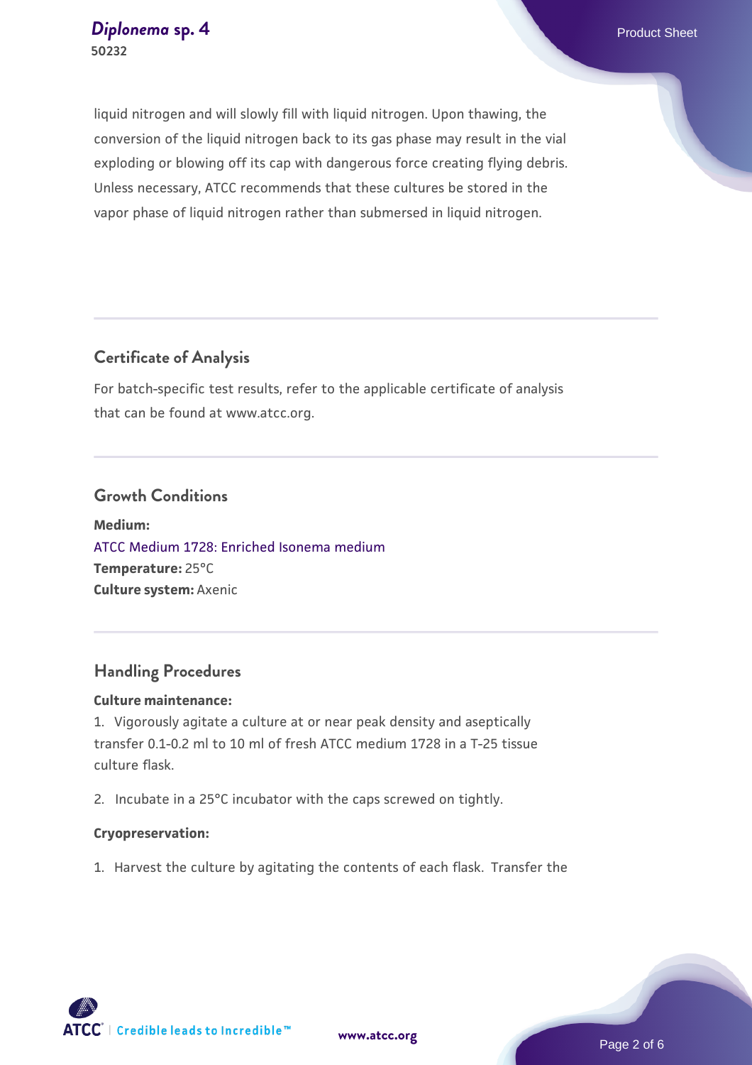liquid nitrogen and will slowly fill with liquid nitrogen. Upon thawing, the conversion of the liquid nitrogen back to its gas phase may result in the vial exploding or blowing off its cap with dangerous force creating flying debris. Unless necessary, ATCC recommends that these cultures be stored in the vapor phase of liquid nitrogen rather than submersed in liquid nitrogen.

## Certificate of Analysis

For batch-specific test results, refer to the applicable certificate of analysis that can be found at www.atcc.org.

## Growth Conditions

**Medium:**
ATCC Medium 1728: Enriched Isonema medium
**Temperature:** 25°C
**Culture system:** Axenic

## Handling Procedures

**Culture maintenance:**

1. Vigorously agitate a culture at or near peak density and aseptically transfer 0.1-0.2 ml to 10 ml of fresh ATCC medium 1728 in a T-25 tissue culture flask.

2. Incubate in a 25°C incubator with the caps screwed on tightly.

**Cryopreservation:**

1. Harvest the culture by agitating the contents of each flask. Transfer the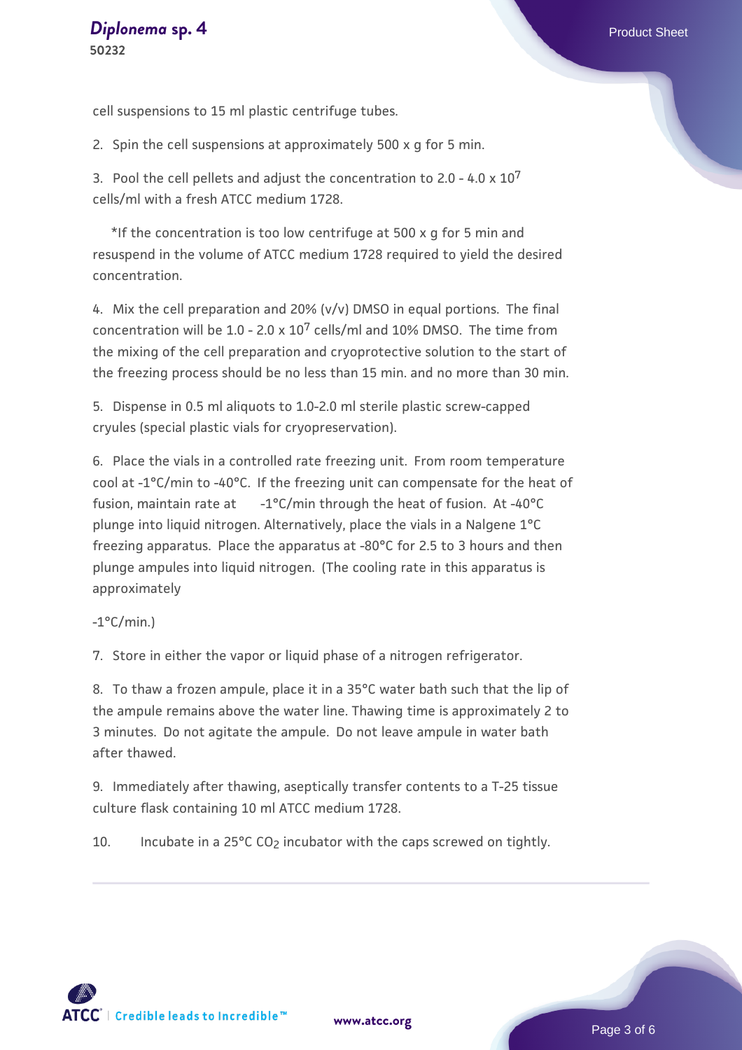cell suspensions to 15 ml plastic centrifuge tubes.

2. Spin the cell suspensions at approximately 500 x g for 5 min.

3. Pool the cell pellets and adjust the concentration to 2.0 - 4.0 x $10^7$ cells/ml with a fresh ATCC medium 1728.

*If the concentration is too low centrifuge at 500 x g for 5 min and resuspend in the volume of ATCC medium 1728 required to yield the desired concentration.

4. Mix the cell preparation and 20% (v/v) DMSO in equal portions. The final concentration will be 1.0 - 2.0 x $10^7$ cells/ml and 10% DMSO. The time from the mixing of the cell preparation and cryoprotective solution to the start of the freezing process should be no less than 15 min. and no more than 30 min.

5. Dispense in 0.5 ml aliquots to 1.0-2.0 ml sterile plastic screw-capped cryules (special plastic vials for cryopreservation).

6. Place the vials in a controlled rate freezing unit. From room temperature cool at -1°C/min to -40°C. If the freezing unit can compensate for the heat of fusion, maintain rate at -1°C/min through the heat of fusion. At -40°C plunge into liquid nitrogen. Alternatively, place the vials in a Nalgene 1°C freezing apparatus. Place the apparatus at -80°C for 2.5 to 3 hours and then plunge ampules into liquid nitrogen. (The cooling rate in this apparatus is approximately

-1°C/min.)

7. Store in either the vapor or liquid phase of a nitrogen refrigerator.

8. To thaw a frozen ampule, place it in a 35°C water bath such that the lip of the ampule remains above the water line. Thawing time is approximately 2 to 3 minutes. Do not agitate the ampule. Do not leave ampule in water bath after thawed.

9. Immediately after thawing, aseptically transfer contents to a T-25 tissue culture flask containing 10 ml ATCC medium 1728.

10. Incubate in a 25°C $CO_2$ incubator with the caps screwed on tightly.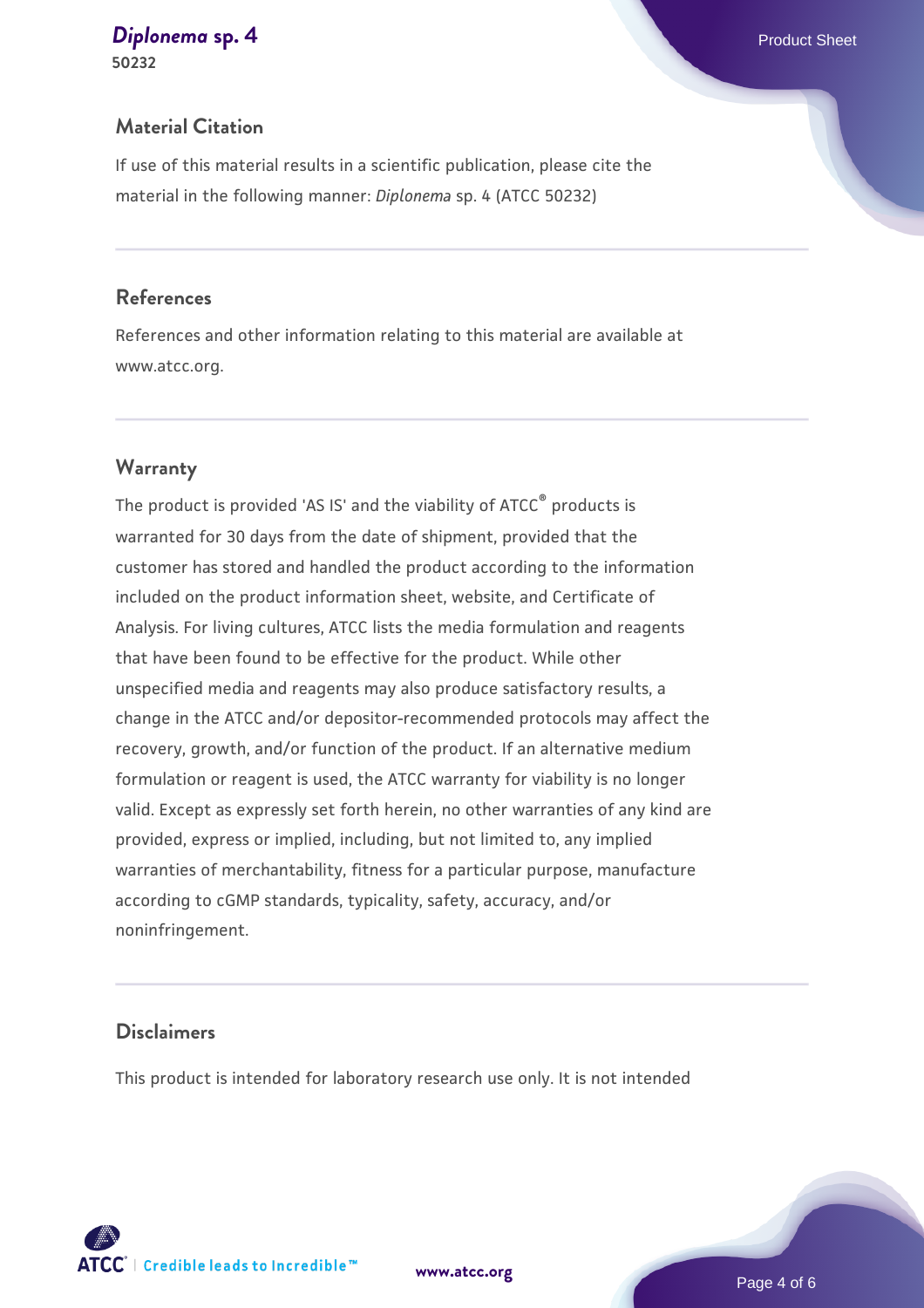## Material Citation

If use of this material results in a scientific publication, please cite the material in the following manner: *Diplonema* sp. 4 (ATCC 50232)

## References

References and other information relating to this material are available at www.atcc.org.

## Warranty

The product is provided 'AS IS' and the viability of ATCC® products is warranted for 30 days from the date of shipment, provided that the customer has stored and handled the product according to the information included on the product information sheet, website, and Certificate of Analysis. For living cultures, ATCC lists the media formulation and reagents that have been found to be effective for the product. While other unspecified media and reagents may also produce satisfactory results, a change in the ATCC and/or depositor-recommended protocols may affect the recovery, growth, and/or function of the product. If an alternative medium formulation or reagent is used, the ATCC warranty for viability is no longer valid. Except as expressly set forth herein, no other warranties of any kind are provided, express or implied, including, but not limited to, any implied warranties of merchantability, fitness for a particular purpose, manufacture according to cGMP standards, typicality, safety, accuracy, and/or noninfringement.

## Disclaimers

This product is intended for laboratory research use only. It is not intended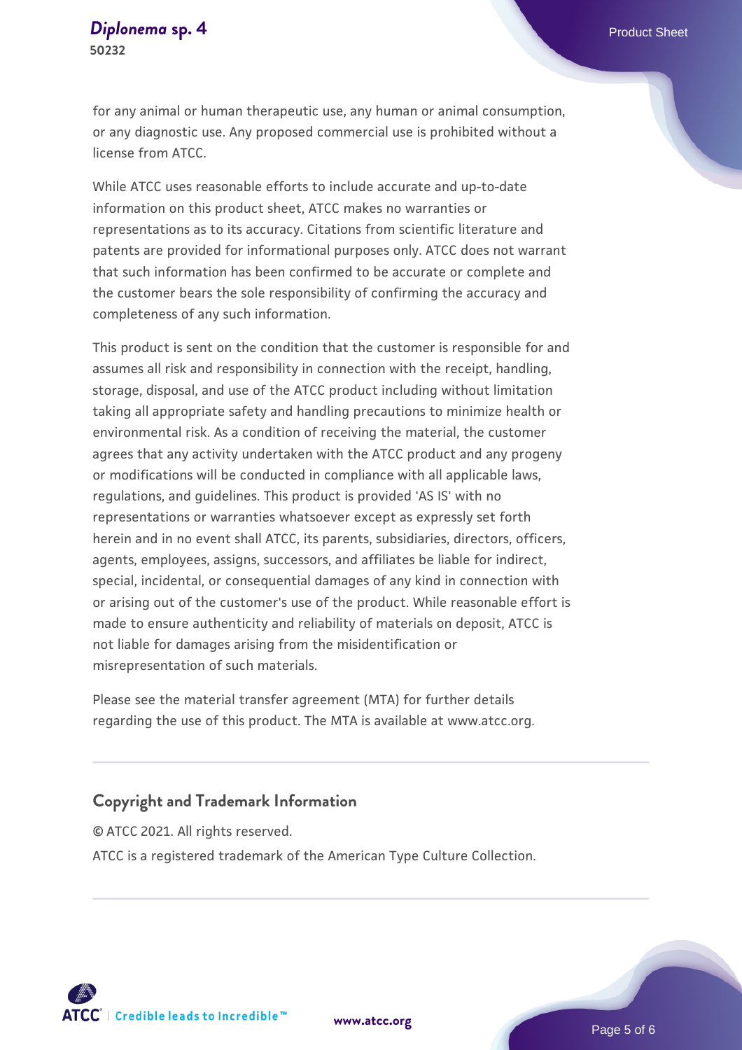for any animal or human therapeutic use, any human or animal consumption, or any diagnostic use. Any proposed commercial use is prohibited without a license from ATCC.

While ATCC uses reasonable efforts to include accurate and up-to-date information on this product sheet, ATCC makes no warranties or representations as to its accuracy. Citations from scientific literature and patents are provided for informational purposes only. ATCC does not warrant that such information has been confirmed to be accurate or complete and the customer bears the sole responsibility of confirming the accuracy and completeness of any such information.

This product is sent on the condition that the customer is responsible for and assumes all risk and responsibility in connection with the receipt, handling, storage, disposal, and use of the ATCC product including without limitation taking all appropriate safety and handling precautions to minimize health or environmental risk. As a condition of receiving the material, the customer agrees that any activity undertaken with the ATCC product and any progeny or modifications will be conducted in compliance with all applicable laws, regulations, and guidelines. This product is provided 'AS IS' with no representations or warranties whatsoever except as expressly set forth herein and in no event shall ATCC, its parents, subsidiaries, directors, officers, agents, employees, assigns, successors, and affiliates be liable for indirect, special, incidental, or consequential damages of any kind in connection with or arising out of the customer's use of the product. While reasonable effort is made to ensure authenticity and reliability of materials on deposit, ATCC is not liable for damages arising from the misidentification or misrepresentation of such materials.

Please see the material transfer agreement (MTA) for further details regarding the use of this product. The MTA is available at www.atcc.org.

## Copyright and Trademark Information

© ATCC 2021. All rights reserved.

ATCC is a registered trademark of the American Type Culture Collection.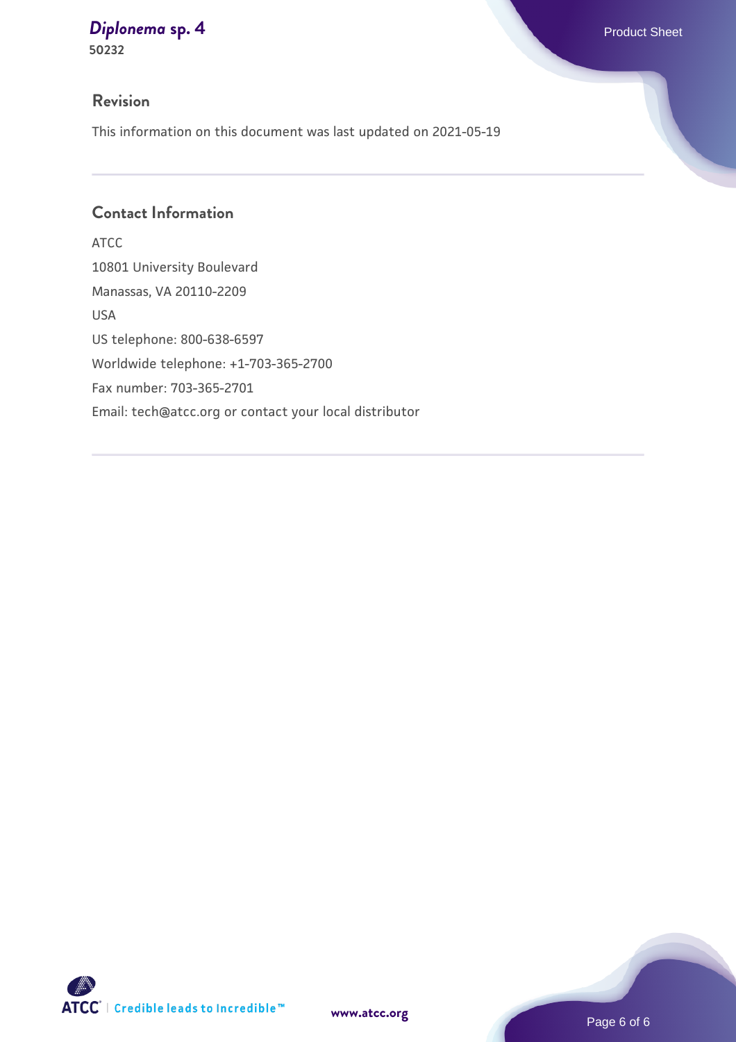## Revision

This information on this document was last updated on 2021-05-19

## Contact Information

ATCC
10801 University Boulevard
Manassas, VA 20110-2209
USA
US telephone: 800-638-6597
Worldwide telephone: +1-703-365-2700
Fax number: 703-365-2701
Email: tech@atcc.org or contact your local distributor